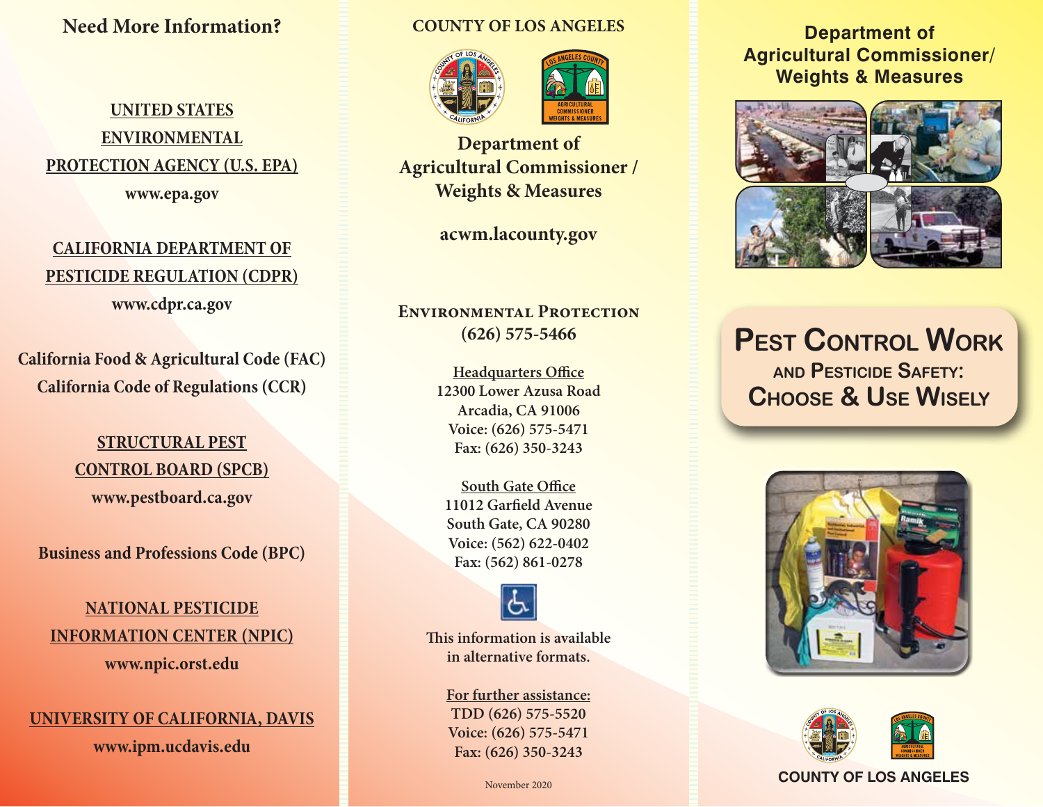## Need More Information?

**UNITED STATES ENVIRONMENTAL PROTECTION AGENCY (U.S. EPA)**
www.epa.gov

**CALIFORNIA DEPARTMENT OF PESTICIDE REGULATION (CDPR)**
www.cdpr.ca.gov

California Food & Agricultural Code (FAC)
California Code of Regulations (CCR)

**STRUCTURAL PEST CONTROL BOARD (SPCB)**
www.pestboard.ca.gov

Business and Professions Code (BPC)

**NATIONAL PESTICIDE INFORMATION CENTER (NPIC)**
www.npic.orst.edu

**UNIVERSITY OF CALIFORNIA, DAVIS**
www.ipm.ucdavis.edu

---

COUNTY OF LOS ANGELES

## Department of Agricultural Commissioner / Weights & Measures

acwm.lacounty.gov

### Environmental Protection
(626) 575-5466

**Headquarters Office**
12300 Lower Azusa Road
Arcadia, CA 91006
Voice: (626) 575-5471
Fax: (626) 350-3243

**South Gate Office**
11012 Garfield Avenue
South Gate, CA 90280
Voice: (562) 622-0402
Fax: (562) 861-0278

This information is available in alternative formats.

**For further assistance:**
TDD (626) 575-5520
Voice: (626) 575-5471
Fax: (626) 350-3243

November 2020

---

## Department of Agricultural Commissioner/ Weights & Measures

# Pest Control Work and Pesticide Safety: Choose & Use Wisely

COUNTY OF LOS ANGELES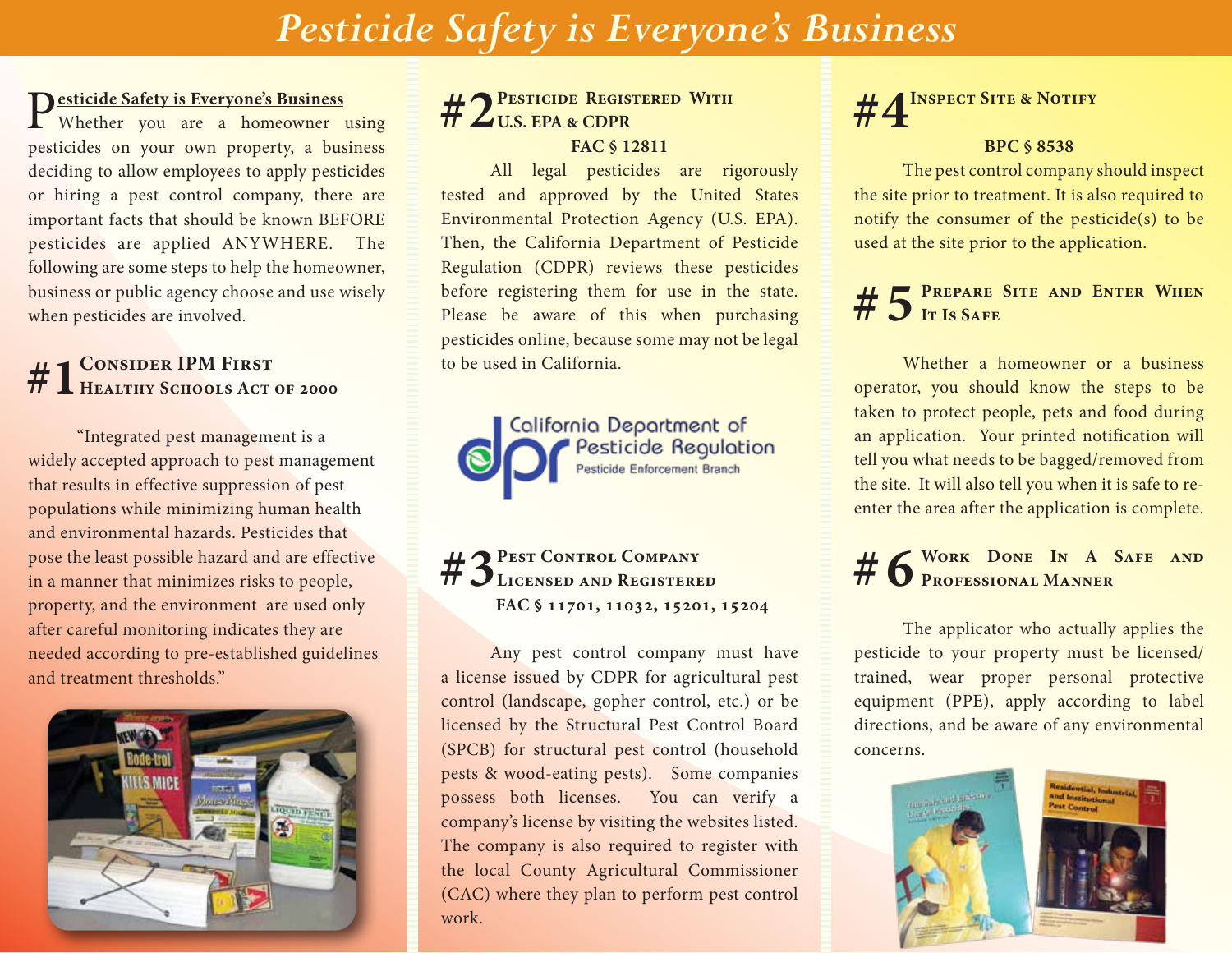# Pesticide Safety is Everyone's Business

**Pesticide Safety is Everyone's Business**

Whether you are a homeowner using pesticides on your own property, a business deciding to allow employees to apply pesticides or hiring a pest control company, there are important facts that should be known BEFORE pesticides are applied ANYWHERE. The following are some steps to help the homeowner, business or public agency choose and use wisely when pesticides are involved.

## #1 Consider IPM First Healthy Schools Act of 2000

"Integrated pest management is a widely accepted approach to pest management that results in effective suppression of pest populations while minimizing human health and environmental hazards. Pesticides that pose the least possible hazard and are effective in a manner that minimizes risks to people, property, and the environment are used only after careful monitoring indicates they are needed according to pre-established guidelines and treatment thresholds."

## #2 Pesticide Registered With U.S. EPA & CDPR

**FAC § 12811**

All legal pesticides are rigorously tested and approved by the United States Environmental Protection Agency (U.S. EPA). Then, the California Department of Pesticide Regulation (CDPR) reviews these pesticides before registering them for use in the state. Please be aware of this when purchasing pesticides online, because some may not be legal to be used in California.

California Department of Pesticide Regulation
Pesticide Enforcement Branch

## #3 Pest Control Company Licensed and Registered

**FAC § 11701, 11032, 15201, 15204**

Any pest control company must have a license issued by CDPR for agricultural pest control (landscape, gopher control, etc.) or be licensed by the Structural Pest Control Board (SPCB) for structural pest control (household pests & wood-eating pests). Some companies possess both licenses. You can verify a company's license by visiting the websites listed. The company is also required to register with the local County Agricultural Commissioner (CAC) where they plan to perform pest control work.

## #4 Inspect Site & Notify

**BPC § 8538**

The pest control company should inspect the site prior to treatment. It is also required to notify the consumer of the pesticide(s) to be used at the site prior to the application.

## #5 Prepare Site and Enter When It Is Safe

Whether a homeowner or a business operator, you should know the steps to be taken to protect people, pets and food during an application. Your printed notification will tell you what needs to be bagged/removed from the site. It will also tell you when it is safe to re-enter the area after the application is complete.

## #6 Work Done In A Safe and Professional Manner

The applicator who actually applies the pesticide to your property must be licensed/trained, wear proper personal protective equipment (PPE), apply according to label directions, and be aware of any environmental concerns.